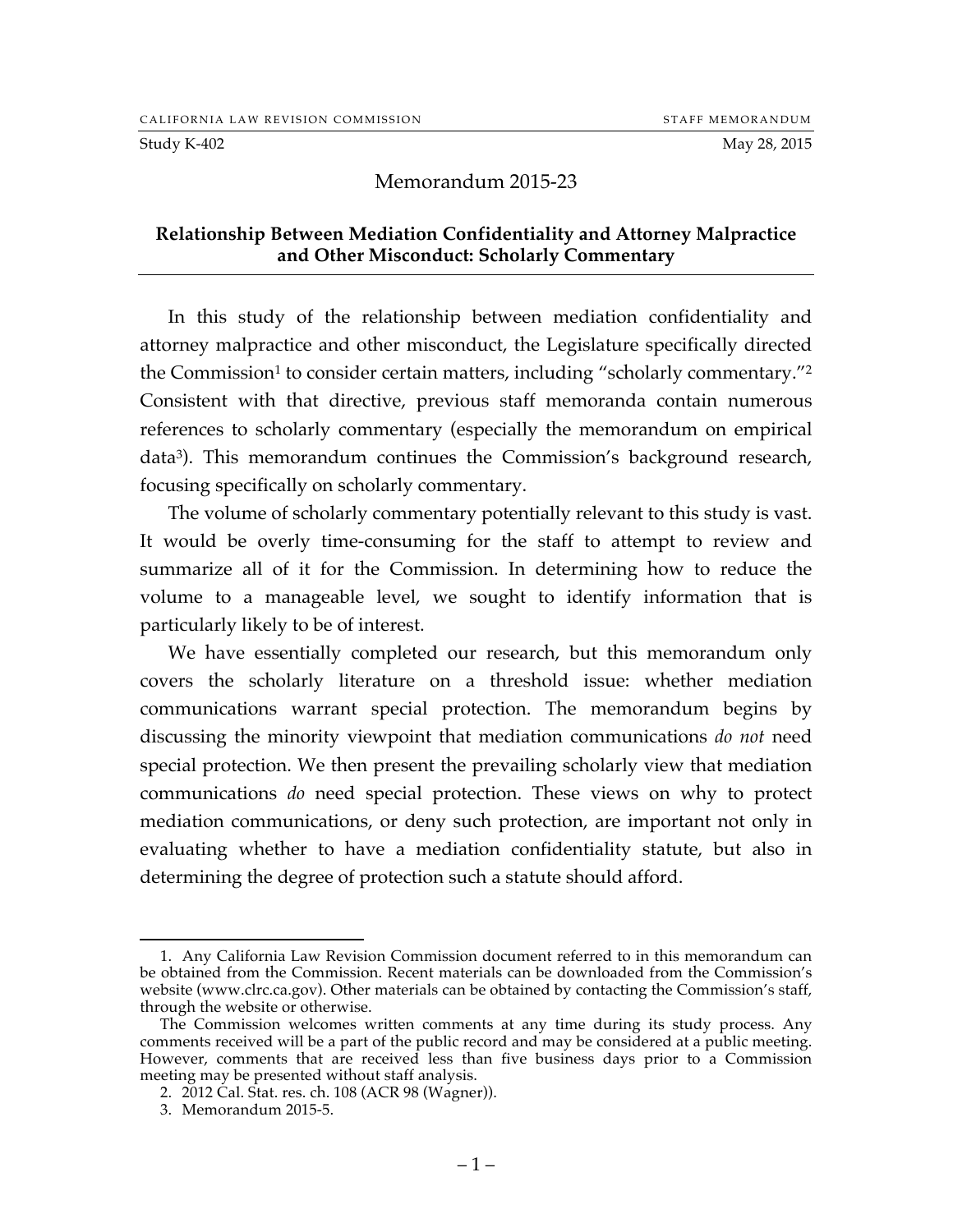CALIFORNIA LAW REVISION COMMISSION — STAFF MEMORANDUM

Study K-402 — May 28, 2015

# Memorandum 2015-23

## Relationship Between Mediation Confidentiality and Attorney Malpractice and Other Misconduct: Scholarly Commentary

In this study of the relationship between mediation confidentiality and attorney malpractice and other misconduct, the Legislature specifically directed the Commission[1] to consider certain matters, including "scholarly commentary."[2] Consistent with that directive, previous staff memoranda contain numerous references to scholarly commentary (especially the memorandum on empirical data[3]). This memorandum continues the Commission's background research, focusing specifically on scholarly commentary.

The volume of scholarly commentary potentially relevant to this study is vast. It would be overly time-consuming for the staff to attempt to review and summarize all of it for the Commission. In determining how to reduce the volume to a manageable level, we sought to identify information that is particularly likely to be of interest.

We have essentially completed our research, but this memorandum only covers the scholarly literature on a threshold issue: whether mediation communications warrant special protection. The memorandum begins by discussing the minority viewpoint that mediation communications *do not* need special protection. We then present the prevailing scholarly view that mediation communications *do* need special protection. These views on why to protect mediation communications, or deny such protection, are important not only in evaluating whether to have a mediation confidentiality statute, but also in determining the degree of protection such a statute should afford.

---

1. Any California Law Revision Commission document referred to in this memorandum can be obtained from the Commission. Recent materials can be downloaded from the Commission's website (www.clrc.ca.gov). Other materials can be obtained by contacting the Commission's staff, through the website or otherwise.

The Commission welcomes written comments at any time during its study process. Any comments received will be a part of the public record and may be considered at a public meeting. However, comments that are received less than five business days prior to a Commission meeting may be presented without staff analysis.

2. 2012 Cal. Stat. res. ch. 108 (ACR 98 (Wagner)).

3. Memorandum 2015-5.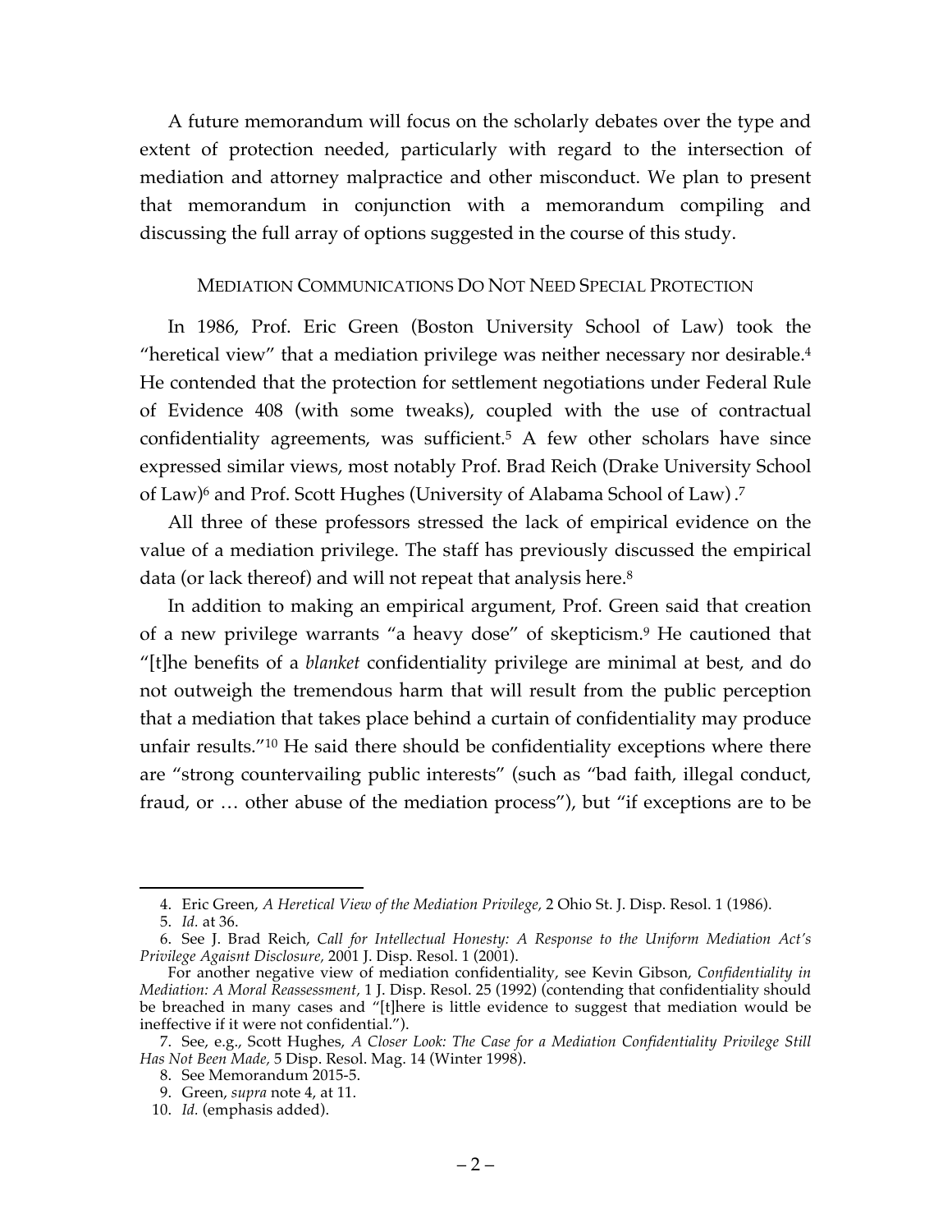A future memorandum will focus on the scholarly debates over the type and extent of protection needed, particularly with regard to the intersection of mediation and attorney malpractice and other misconduct. We plan to present that memorandum in conjunction with a memorandum compiling and discussing the full array of options suggested in the course of this study.

## MEDIATION COMMUNICATIONS DO NOT NEED SPECIAL PROTECTION

In 1986, Prof. Eric Green (Boston University School of Law) took the "heretical view" that a mediation privilege was neither necessary nor desirable.[4] He contended that the protection for settlement negotiations under Federal Rule of Evidence 408 (with some tweaks), coupled with the use of contractual confidentiality agreements, was sufficient.[5] A few other scholars have since expressed similar views, most notably Prof. Brad Reich (Drake University School of Law)[6] and Prof. Scott Hughes (University of Alabama School of Law).[7]

All three of these professors stressed the lack of empirical evidence on the value of a mediation privilege. The staff has previously discussed the empirical data (or lack thereof) and will not repeat that analysis here.[8]

In addition to making an empirical argument, Prof. Green said that creation of a new privilege warrants "a heavy dose" of skepticism.[9] He cautioned that "[t]he benefits of a *blanket* confidentiality privilege are minimal at best, and do not outweigh the tremendous harm that will result from the public perception that a mediation that takes place behind a curtain of confidentiality may produce unfair results."[10] He said there should be confidentiality exceptions where there are "strong countervailing public interests" (such as "bad faith, illegal conduct, fraud, or … other abuse of the mediation process"), but "if exceptions are to be

---

4. Eric Green, *A Heretical View of the Mediation Privilege,* 2 Ohio St. J. Disp. Resol. 1 (1986).

5. *Id.* at 36.

6. See J. Brad Reich, *Call for Intellectual Honesty: A Response to the Uniform Mediation Act's Privilege Agaisnt Disclosure,* 2001 J. Disp. Resol. 1 (2001).

For another negative view of mediation confidentiality, see Kevin Gibson, *Confidentiality in Mediation: A Moral Reassessment,* 1 J. Disp. Resol. 25 (1992) (contending that confidentiality should be breached in many cases and "[t]here is little evidence to suggest that mediation would be ineffective if it were not confidential.").

7. See, e.g., Scott Hughes, *A Closer Look: The Case for a Mediation Confidentiality Privilege Still Has Not Been Made,* 5 Disp. Resol. Mag. 14 (Winter 1998).

8. See Memorandum 2015-5.

9. Green, *supra* note 4, at 11.

10. *Id.* (emphasis added).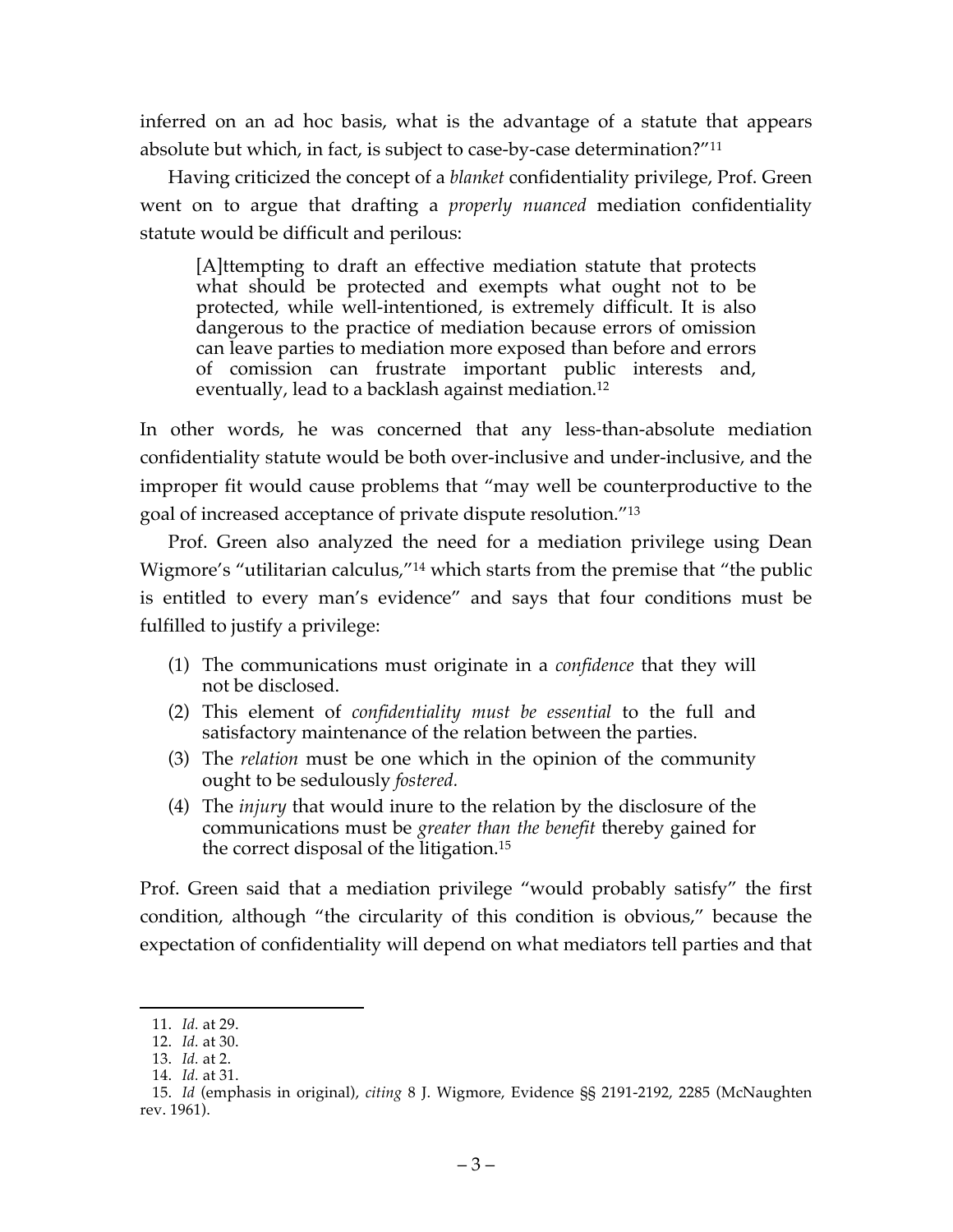inferred on an ad hoc basis, what is the advantage of a statute that appears absolute but which, in fact, is subject to case-by-case determination?"[11]

Having criticized the concept of a *blanket* confidentiality privilege, Prof. Green went on to argue that drafting a *properly nuanced* mediation confidentiality statute would be difficult and perilous:

> [A]ttempting to draft an effective mediation statute that protects what should be protected and exempts what ought not to be protected, while well-intentioned, is extremely difficult. It is also dangerous to the practice of mediation because errors of omission can leave parties to mediation more exposed than before and errors of comission can frustrate important public interests and, eventually, lead to a backlash against mediation.[12]

In other words, he was concerned that any less-than-absolute mediation confidentiality statute would be both over-inclusive and under-inclusive, and the improper fit would cause problems that "may well be counterproductive to the goal of increased acceptance of private dispute resolution."[13]

Prof. Green also analyzed the need for a mediation privilege using Dean Wigmore's "utilitarian calculus,"[14] which starts from the premise that "the public is entitled to every man's evidence" and says that four conditions must be fulfilled to justify a privilege:

> (1) The communications must originate in a *confidence* that they will not be disclosed.
> (2) This element of *confidentiality must be essential* to the full and satisfactory maintenance of the relation between the parties.
> (3) The *relation* must be one which in the opinion of the community ought to be sedulously *fostered.*
> (4) The *injury* that would inure to the relation by the disclosure of the communications must be *greater than the benefit* thereby gained for the correct disposal of the litigation.[15]

Prof. Green said that a mediation privilege "would probably satisfy" the first condition, although "the circularity of this condition is obvious," because the expectation of confidentiality will depend on what mediators tell parties and that

---

11. *Id.* at 29.
12. *Id.* at 30.
13. *Id.* at 2.
14. *Id.* at 31.
15. *Id* (emphasis in original), *citing* 8 J. Wigmore, Evidence §§ 2191-2192, 2285 (McNaughten rev. 1961).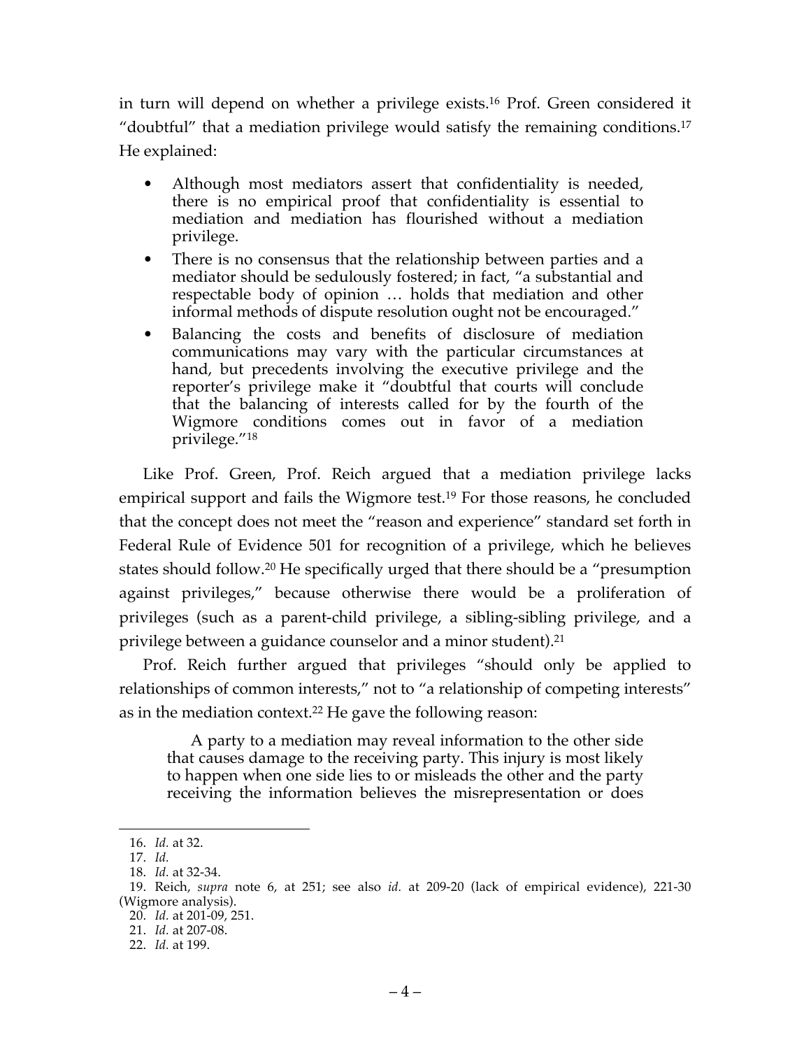in turn will depend on whether a privilege exists.[16] Prof. Green considered it "doubtful" that a mediation privilege would satisfy the remaining conditions.[17] He explained:

- Although most mediators assert that confidentiality is needed, there is no empirical proof that confidentiality is essential to mediation and mediation has flourished without a mediation privilege.
- There is no consensus that the relationship between parties and a mediator should be sedulously fostered; in fact, "a substantial and respectable body of opinion … holds that mediation and other informal methods of dispute resolution ought not be encouraged."
- Balancing the costs and benefits of disclosure of mediation communications may vary with the particular circumstances at hand, but precedents involving the executive privilege and the reporter's privilege make it "doubtful that courts will conclude that the balancing of interests called for by the fourth of the Wigmore conditions comes out in favor of a mediation privilege."[18]

Like Prof. Green, Prof. Reich argued that a mediation privilege lacks empirical support and fails the Wigmore test.[19] For those reasons, he concluded that the concept does not meet the "reason and experience" standard set forth in Federal Rule of Evidence 501 for recognition of a privilege, which he believes states should follow.[20] He specifically urged that there should be a "presumption against privileges," because otherwise there would be a proliferation of privileges (such as a parent-child privilege, a sibling-sibling privilege, and a privilege between a guidance counselor and a minor student).[21]

Prof. Reich further argued that privileges "should only be applied to relationships of common interests," not to "a relationship of competing interests" as in the mediation context.[22] He gave the following reason:

> A party to a mediation may reveal information to the other side that causes damage to the receiving party. This injury is most likely to happen when one side lies to or misleads the other and the party receiving the information believes the misrepresentation or does

16. *Id.* at 32.
17. *Id.*
18. *Id.* at 32-34.
19. Reich, *supra* note 6, at 251; see also *id.* at 209-20 (lack of empirical evidence), 221-30 (Wigmore analysis).
20. *Id.* at 201-09, 251.
21. *Id.* at 207-08.
22. *Id.* at 199.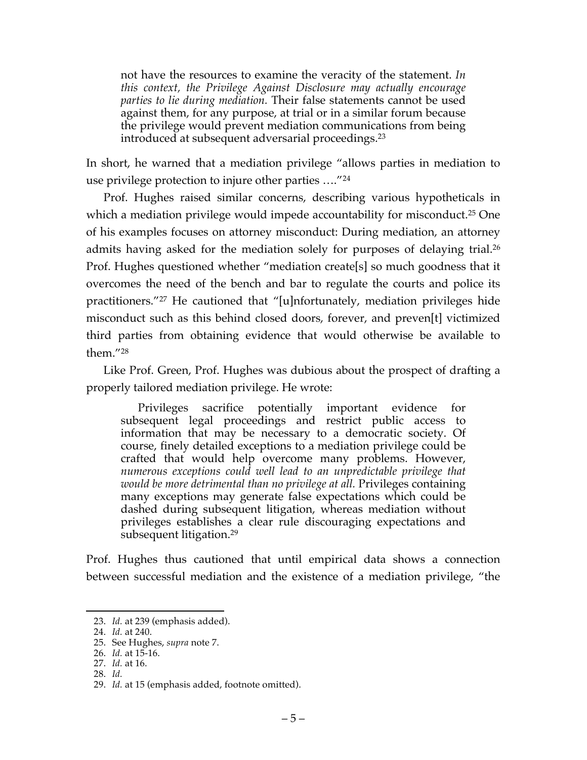> not have the resources to examine the veracity of the statement. *In this context, the Privilege Against Disclosure may actually encourage parties to lie during mediation.* Their false statements cannot be used against them, for any purpose, at trial or in a similar forum because the privilege would prevent mediation communications from being introduced at subsequent adversarial proceedings.[23]

In short, he warned that a mediation privilege "allows parties in mediation to use privilege protection to injure other parties …."[24]

Prof. Hughes raised similar concerns, describing various hypotheticals in which a mediation privilege would impede accountability for misconduct.[25] One of his examples focuses on attorney misconduct: During mediation, an attorney admits having asked for the mediation solely for purposes of delaying trial.[26] Prof. Hughes questioned whether "mediation create[s] so much goodness that it overcomes the need of the bench and bar to regulate the courts and police its practitioners."[27] He cautioned that "[u]nfortunately, mediation privileges hide misconduct such as this behind closed doors, forever, and preven[t] victimized third parties from obtaining evidence that would otherwise be available to them."[28]

Like Prof. Green, Prof. Hughes was dubious about the prospect of drafting a properly tailored mediation privilege. He wrote:

> Privileges sacrifice potentially important evidence for subsequent legal proceedings and restrict public access to information that may be necessary to a democratic society. Of course, finely detailed exceptions to a mediation privilege could be crafted that would help overcome many problems. However, *numerous exceptions could well lead to an unpredictable privilege that would be more detrimental than no privilege at all.* Privileges containing many exceptions may generate false expectations which could be dashed during subsequent litigation, whereas mediation without privileges establishes a clear rule discouraging expectations and subsequent litigation.[29]

Prof. Hughes thus cautioned that until empirical data shows a connection between successful mediation and the existence of a mediation privilege, "the

---

23. *Id.* at 239 (emphasis added).
24. *Id.* at 240.
25. See Hughes, *supra* note 7.
26. *Id.* at 15-16.
27. *Id.* at 16.
28. *Id.*
29. *Id.* at 15 (emphasis added, footnote omitted).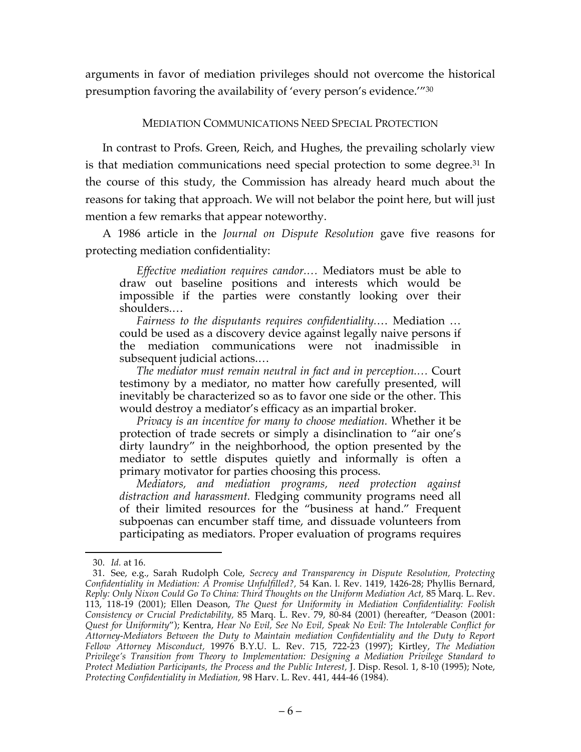arguments in favor of mediation privileges should not overcome the historical presumption favoring the availability of 'every person's evidence.'"[30]

## MEDIATION COMMUNICATIONS NEED SPECIAL PROTECTION

In contrast to Profs. Green, Reich, and Hughes, the prevailing scholarly view is that mediation communications need special protection to some degree.[31] In the course of this study, the Commission has already heard much about the reasons for taking that approach. We will not belabor the point here, but will just mention a few remarks that appear noteworthy.

A 1986 article in the *Journal on Dispute Resolution* gave five reasons for protecting mediation confidentiality:

> *Effective mediation requires candor.…* Mediators must be able to draw out baseline positions and interests which would be impossible if the parties were constantly looking over their shoulders.…
>
> *Fairness to the disputants requires confidentiality.…* Mediation … could be used as a discovery device against legally naive persons if the mediation communications were not inadmissible in subsequent judicial actions.…
>
> *The mediator must remain neutral in fact and in perception.…* Court testimony by a mediator, no matter how carefully presented, will inevitably be characterized so as to favor one side or the other. This would destroy a mediator's efficacy as an impartial broker.
>
> *Privacy is an incentive for many to choose mediation.* Whether it be protection of trade secrets or simply a disinclination to "air one's dirty laundry" in the neighborhood, the option presented by the mediator to settle disputes quietly and informally is often a primary motivator for parties choosing this process.
>
> *Mediators, and mediation programs, need protection against distraction and harassment.* Fledging community programs need all of their limited resources for the "business at hand." Frequent subpoenas can encumber staff time, and dissuade volunteers from participating as mediators. Proper evaluation of programs requires

---

30. *Id.* at 16.

31. See, e.g., Sarah Rudolph Cole, *Secrecy and Transparency in Dispute Resolution, Protecting Confidentiality in Mediation: A Promise Unfulfilled?*, 54 Kan. l. Rev. 1419, 1426-28; Phyllis Bernard, *Reply: Only Nixon Could Go To China: Third Thoughts on the Uniform Mediation Act*, 85 Marq. L. Rev. 113, 118-19 (2001); Ellen Deason, *The Quest for Uniformity in Mediation Confidentiality: Foolish Consistency or Crucial Predictability*, 85 Marq. L. Rev. 79, 80-84 (2001) (hereafter, "Deason (2001: *Quest for Uniformity*"); Kentra, *Hear No Evil, See No Evil, Speak No Evil: The Intolerable Conflict for Attorney-Mediators Between the Duty to Maintain mediation Confidentiality and the Duty to Report Fellow Attorney Misconduct*, 19976 B.Y.U. L. Rev. 715, 722-23 (1997); Kirtley, *The Mediation Privilege's Transition from Theory to Implementation: Designing a Mediation Privilege Standard to Protect Mediation Participants, the Process and the Public Interest*, J. Disp. Resol. 1, 8-10 (1995); Note, *Protecting Confidentiality in Mediation*, 98 Harv. L. Rev. 441, 444-46 (1984).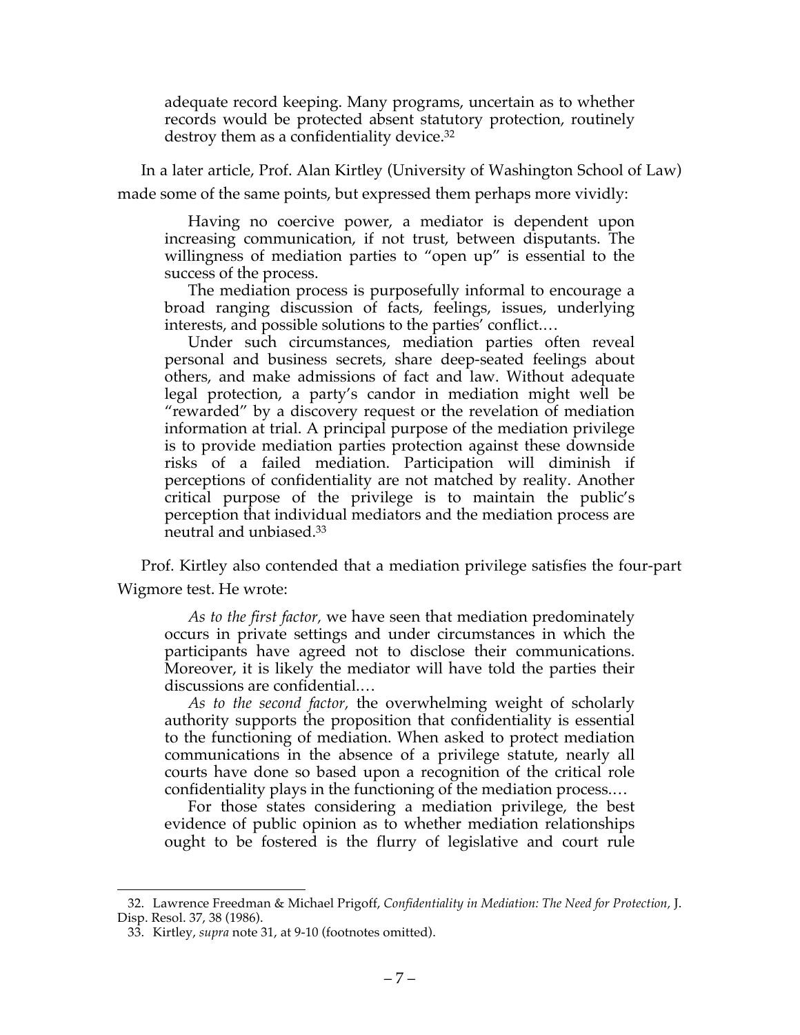adequate record keeping. Many programs, uncertain as to whether records would be protected absent statutory protection, routinely destroy them as a confidentiality device.[32]

In a later article, Prof. Alan Kirtley (University of Washington School of Law) made some of the same points, but expressed them perhaps more vividly:

> Having no coercive power, a mediator is dependent upon increasing communication, if not trust, between disputants. The willingness of mediation parties to "open up" is essential to the success of the process.
>
> The mediation process is purposefully informal to encourage a broad ranging discussion of facts, feelings, issues, underlying interests, and possible solutions to the parties' conflict.…
>
> Under such circumstances, mediation parties often reveal personal and business secrets, share deep-seated feelings about others, and make admissions of fact and law. Without adequate legal protection, a party's candor in mediation might well be "rewarded" by a discovery request or the revelation of mediation information at trial. A principal purpose of the mediation privilege is to provide mediation parties protection against these downside risks of a failed mediation. Participation will diminish if perceptions of confidentiality are not matched by reality. Another critical purpose of the privilege is to maintain the public's perception that individual mediators and the mediation process are neutral and unbiased.[33]

Prof. Kirtley also contended that a mediation privilege satisfies the four-part Wigmore test. He wrote:

> *As to the first factor,* we have seen that mediation predominately occurs in private settings and under circumstances in which the participants have agreed not to disclose their communications. Moreover, it is likely the mediator will have told the parties their discussions are confidential.…
>
> *As to the second factor,* the overwhelming weight of scholarly authority supports the proposition that confidentiality is essential to the functioning of mediation. When asked to protect mediation communications in the absence of a privilege statute, nearly all courts have done so based upon a recognition of the critical role confidentiality plays in the functioning of the mediation process.…
>
> For those states considering a mediation privilege, the best evidence of public opinion as to whether mediation relationships ought to be fostered is the flurry of legislative and court rule

---

32. Lawrence Freedman & Michael Prigoff, *Confidentiality in Mediation: The Need for Protection,* J. Disp. Resol. 37, 38 (1986).

33. Kirtley, *supra* note 31, at 9-10 (footnotes omitted).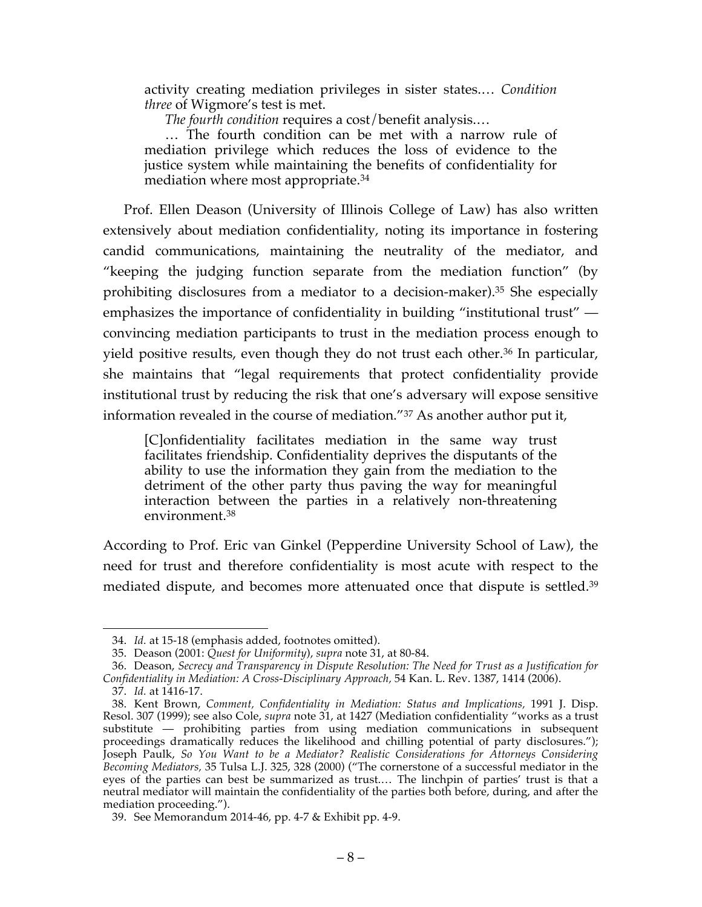> activity creating mediation privileges in sister states.… *Condition three* of Wigmore's test is met.
>
> *The fourth condition* requires a cost/benefit analysis.…
>
> … The fourth condition can be met with a narrow rule of mediation privilege which reduces the loss of evidence to the justice system while maintaining the benefits of confidentiality for mediation where most appropriate.[34]

Prof. Ellen Deason (University of Illinois College of Law) has also written extensively about mediation confidentiality, noting its importance in fostering candid communications, maintaining the neutrality of the mediator, and "keeping the judging function separate from the mediation function" (by prohibiting disclosures from a mediator to a decision-maker).[35] She especially emphasizes the importance of confidentiality in building "institutional trust" — convincing mediation participants to trust in the mediation process enough to yield positive results, even though they do not trust each other.[36] In particular, she maintains that "legal requirements that protect confidentiality provide institutional trust by reducing the risk that one's adversary will expose sensitive information revealed in the course of mediation."[37] As another author put it,

> [C]onfidentiality facilitates mediation in the same way trust facilitates friendship. Confidentiality deprives the disputants of the ability to use the information they gain from the mediation to the detriment of the other party thus paving the way for meaningful interaction between the parties in a relatively non-threatening environment.[38]

According to Prof. Eric van Ginkel (Pepperdine University School of Law), the need for trust and therefore confidentiality is most acute with respect to the mediated dispute, and becomes more attenuated once that dispute is settled.[39]

---

34. *Id.* at 15-18 (emphasis added, footnotes omitted).

35. Deason (2001: *Quest for Uniformity*), *supra* note 31, at 80-84.

36. Deason, *Secrecy and Transparency in Dispute Resolution: The Need for Trust as a Justification for Confidentiality in Mediation: A Cross-Disciplinary Approach,* 54 Kan. L. Rev. 1387, 1414 (2006).

37. *Id.* at 1416-17.

38. Kent Brown, *Comment, Confidentiality in Mediation: Status and Implications*, 1991 J. Disp. Resol. 307 (1999); see also Cole, *supra* note 31, at 1427 (Mediation confidentiality "works as a trust substitute — prohibiting parties from using mediation communications in subsequent proceedings dramatically reduces the likelihood and chilling potential of party disclosures."); Joseph Paulk, *So You Want to be a Mediator? Realistic Considerations for Attorneys Considering Becoming Mediators,* 35 Tulsa L.J. 325, 328 (2000) ("The cornerstone of a successful mediator in the eyes of the parties can best be summarized as trust.… The linchpin of parties' trust is that a neutral mediator will maintain the confidentiality of the parties both before, during, and after the mediation proceeding.").

39. See Memorandum 2014-46, pp. 4-7 & Exhibit pp. 4-9.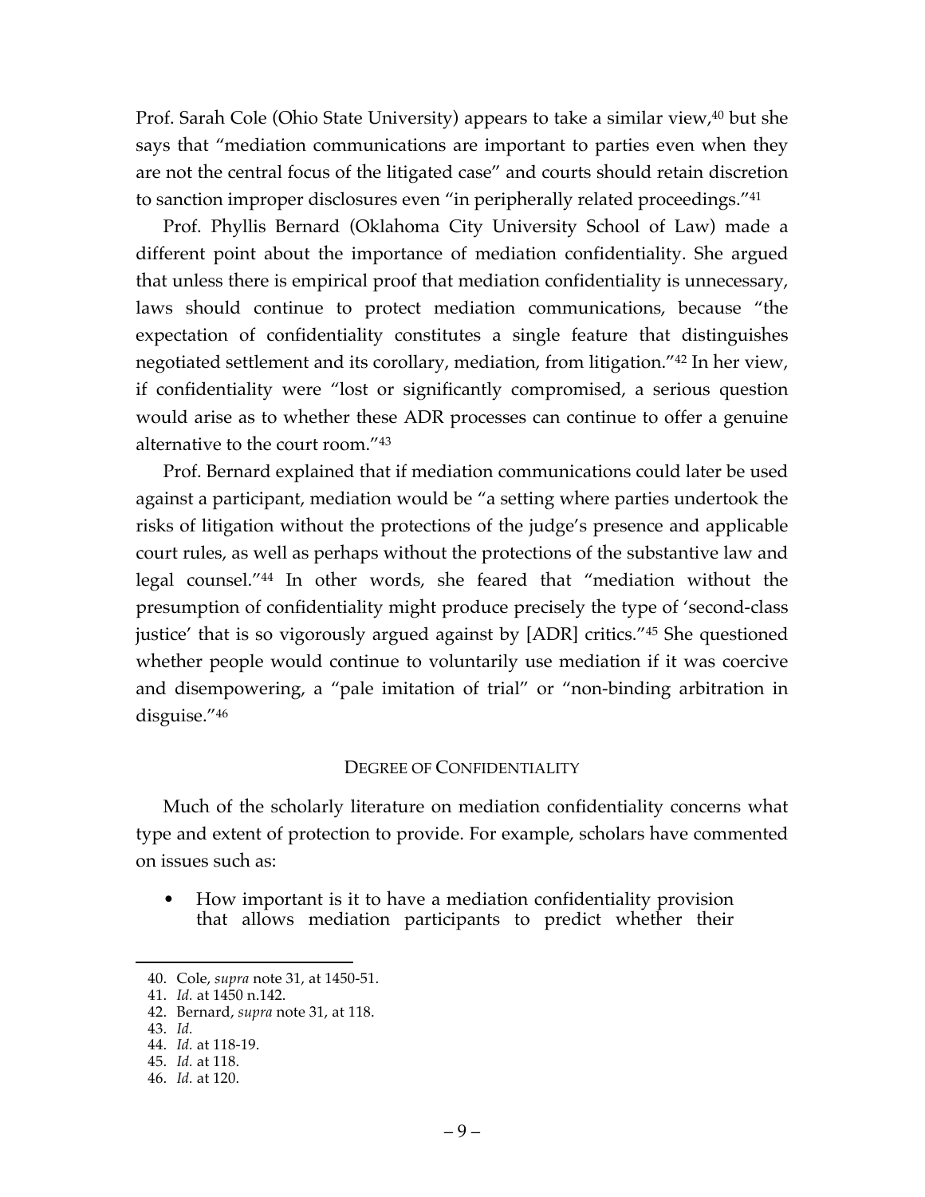Prof. Sarah Cole (Ohio State University) appears to take a similar view,[40] but she says that "mediation communications are important to parties even when they are not the central focus of the litigated case" and courts should retain discretion to sanction improper disclosures even "in peripherally related proceedings."[41]

Prof. Phyllis Bernard (Oklahoma City University School of Law) made a different point about the importance of mediation confidentiality. She argued that unless there is empirical proof that mediation confidentiality is unnecessary, laws should continue to protect mediation communications, because "the expectation of confidentiality constitutes a single feature that distinguishes negotiated settlement and its corollary, mediation, from litigation."[42] In her view, if confidentiality were "lost or significantly compromised, a serious question would arise as to whether these ADR processes can continue to offer a genuine alternative to the court room."[43]

Prof. Bernard explained that if mediation communications could later be used against a participant, mediation would be "a setting where parties undertook the risks of litigation without the protections of the judge's presence and applicable court rules, as well as perhaps without the protections of the substantive law and legal counsel."[44] In other words, she feared that "mediation without the presumption of confidentiality might produce precisely the type of 'second-class justice' that is so vigorously argued against by [ADR] critics."[45] She questioned whether people would continue to voluntarily use mediation if it was coercive and disempowering, a "pale imitation of trial" or "non-binding arbitration in disguise."[46]

## DEGREE OF CONFIDENTIALITY

Much of the scholarly literature on mediation confidentiality concerns what type and extent of protection to provide. For example, scholars have commented on issues such as:

- How important is it to have a mediation confidentiality provision that allows mediation participants to predict whether their

---

40. Cole, *supra* note 31, at 1450-51.
41. *Id.* at 1450 n.142.
42. Bernard, *supra* note 31, at 118.
43. *Id.*
44. *Id.* at 118-19.
45. *Id.* at 118.
46. *Id.* at 120.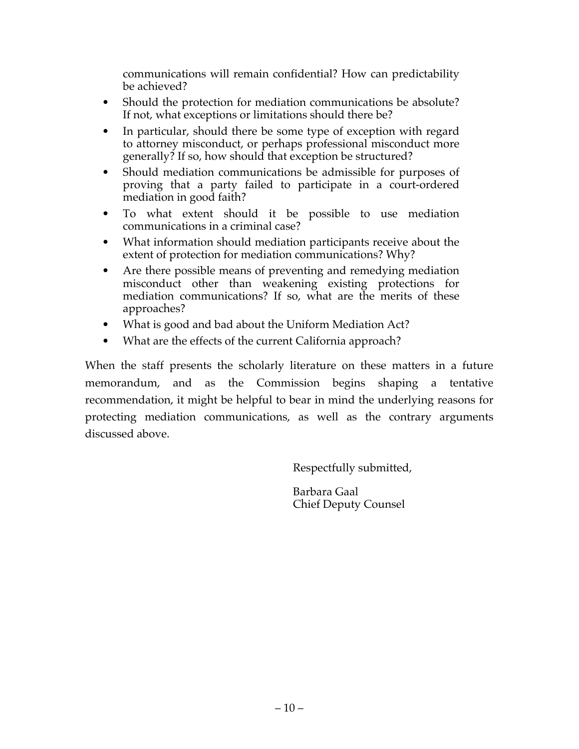communications will remain confidential? How can predictability be achieved?

- Should the protection for mediation communications be absolute? If not, what exceptions or limitations should there be?
- In particular, should there be some type of exception with regard to attorney misconduct, or perhaps professional misconduct more generally? If so, how should that exception be structured?
- Should mediation communications be admissible for purposes of proving that a party failed to participate in a court-ordered mediation in good faith?
- To what extent should it be possible to use mediation communications in a criminal case?
- What information should mediation participants receive about the extent of protection for mediation communications? Why?
- Are there possible means of preventing and remedying mediation misconduct other than weakening existing protections for mediation communications? If so, what are the merits of these approaches?
- What is good and bad about the Uniform Mediation Act?
- What are the effects of the current California approach?

When the staff presents the scholarly literature on these matters in a future memorandum, and as the Commission begins shaping a tentative recommendation, it might be helpful to bear in mind the underlying reasons for protecting mediation communications, as well as the contrary arguments discussed above.

Respectfully submitted,

Barbara Gaal
Chief Deputy Counsel